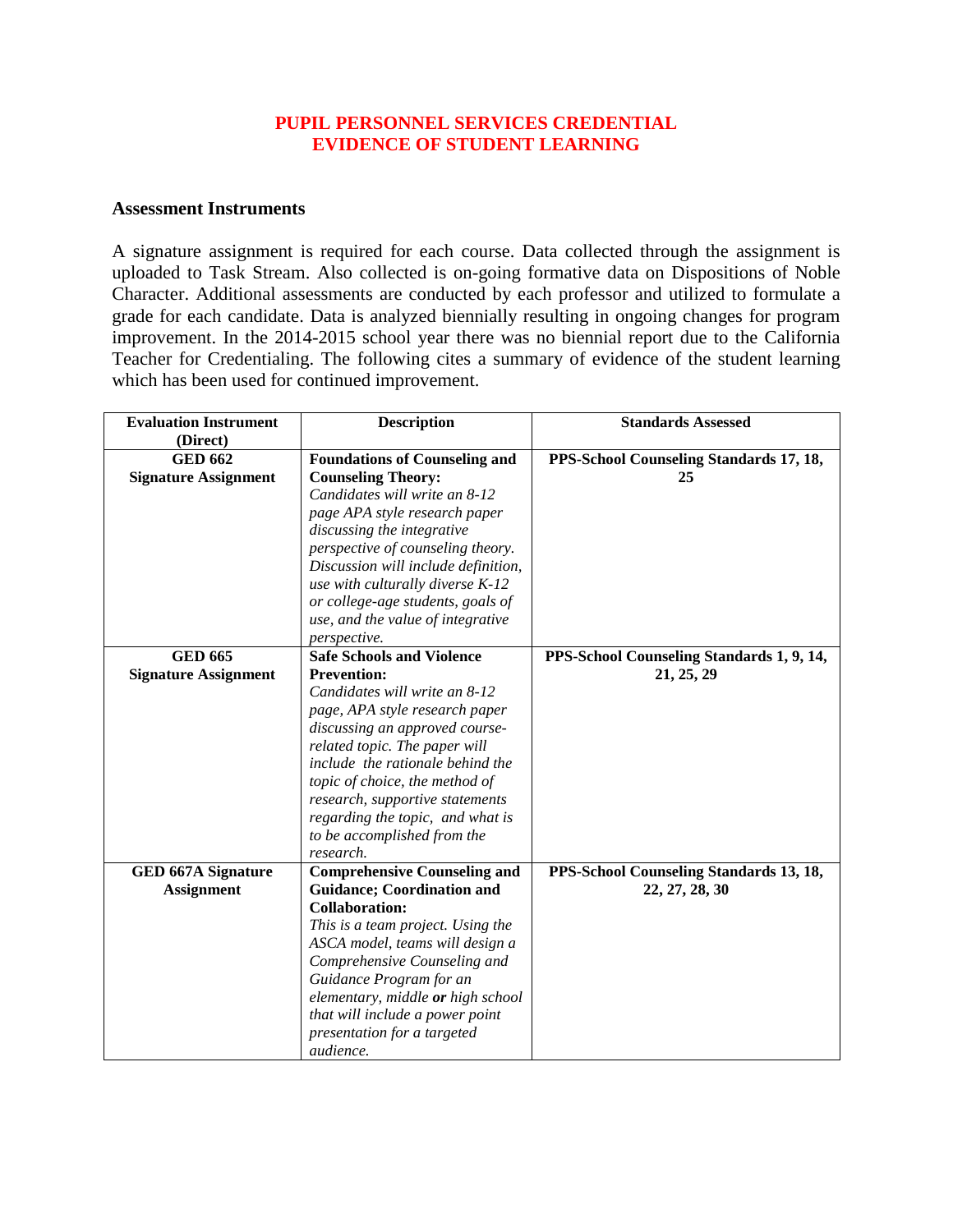# PUPIL PERSONNEL SERVICES CREDENTIAL
# EVIDENCE OF STUDENT LEARNING

## Assessment Instruments

A signature assignment is required for each course. Data collected through the assignment is uploaded to Task Stream. Also collected is on-going formative data on Dispositions of Noble Character. Additional assessments are conducted by each professor and utilized to formulate a grade for each candidate. Data is analyzed biennially resulting in ongoing changes for program improvement. In the 2014-2015 school year there was no biennial report due to the California Teacher for Credentialing. The following cites a summary of evidence of the student learning which has been used for continued improvement.

| Evaluation Instrument (Direct) | Description | Standards Assessed |
|---|---|---|
| **GED 662 Signature Assignment** | **Foundations of Counseling and Counseling Theory:** *Candidates will write an 8-12 page APA style research paper discussing the integrative perspective of counseling theory. Discussion will include definition, use with culturally diverse K-12 or college-age students, goals of use, and the value of integrative perspective.* | **PPS-School Counseling Standards 17, 18, 25** |
| **GED 665 Signature Assignment** | **Safe Schools and Violence Prevention:** *Candidates will write an 8-12 page, APA style research paper discussing an approved course-related topic. The paper will include the rationale behind the topic of choice, the method of research, supportive statements regarding the topic, and what is to be accomplished from the research.* | **PPS-School Counseling Standards 1, 9, 14, 21, 25, 29** |
| **GED 667A Signature Assignment** | **Comprehensive Counseling and Guidance; Coordination and Collaboration:** *This is a team project. Using the ASCA model, teams will design a Comprehensive Counseling and Guidance Program for an elementary, middle **or** high school that will include a power point presentation for a targeted audience.* | **PPS-School Counseling Standards 13, 18, 22, 27, 28, 30** |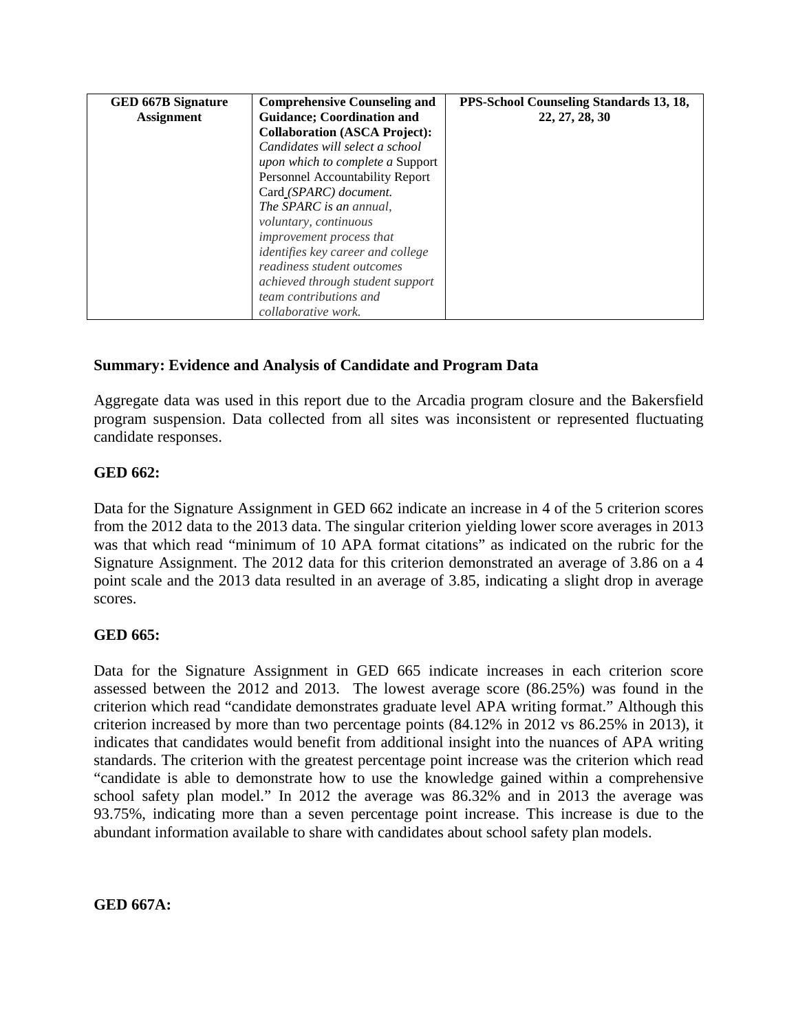| **GED 667B Signature Assignment** | **Comprehensive Counseling and Guidance; Coordination and Collaboration (ASCA Project):** *Candidates will select a school upon which to complete a* Support Personnel Accountability Report Card *(SPARC) document. The SPARC is an annual, voluntary, continuous improvement process that identifies key career and college readiness student outcomes achieved through student support team contributions and collaborative work.* | **PPS-School Counseling Standards 13, 18, 22, 27, 28, 30** |
|---|---|---|

**Summary: Evidence and Analysis of Candidate and Program Data**

Aggregate data was used in this report due to the Arcadia program closure and the Bakersfield program suspension. Data collected from all sites was inconsistent or represented fluctuating candidate responses.

**GED 662:**

Data for the Signature Assignment in GED 662 indicate an increase in 4 of the 5 criterion scores from the 2012 data to the 2013 data. The singular criterion yielding lower score averages in 2013 was that which read "minimum of 10 APA format citations" as indicated on the rubric for the Signature Assignment. The 2012 data for this criterion demonstrated an average of 3.86 on a 4 point scale and the 2013 data resulted in an average of 3.85, indicating a slight drop in average scores.

**GED 665:**

Data for the Signature Assignment in GED 665 indicate increases in each criterion score assessed between the 2012 and 2013. The lowest average score (86.25%) was found in the criterion which read "candidate demonstrates graduate level APA writing format." Although this criterion increased by more than two percentage points (84.12% in 2012 vs 86.25% in 2013), it indicates that candidates would benefit from additional insight into the nuances of APA writing standards. The criterion with the greatest percentage point increase was the criterion which read "candidate is able to demonstrate how to use the knowledge gained within a comprehensive school safety plan model." In 2012 the average was 86.32% and in 2013 the average was 93.75%, indicating more than a seven percentage point increase. This increase is due to the abundant information available to share with candidates about school safety plan models.

**GED 667A:**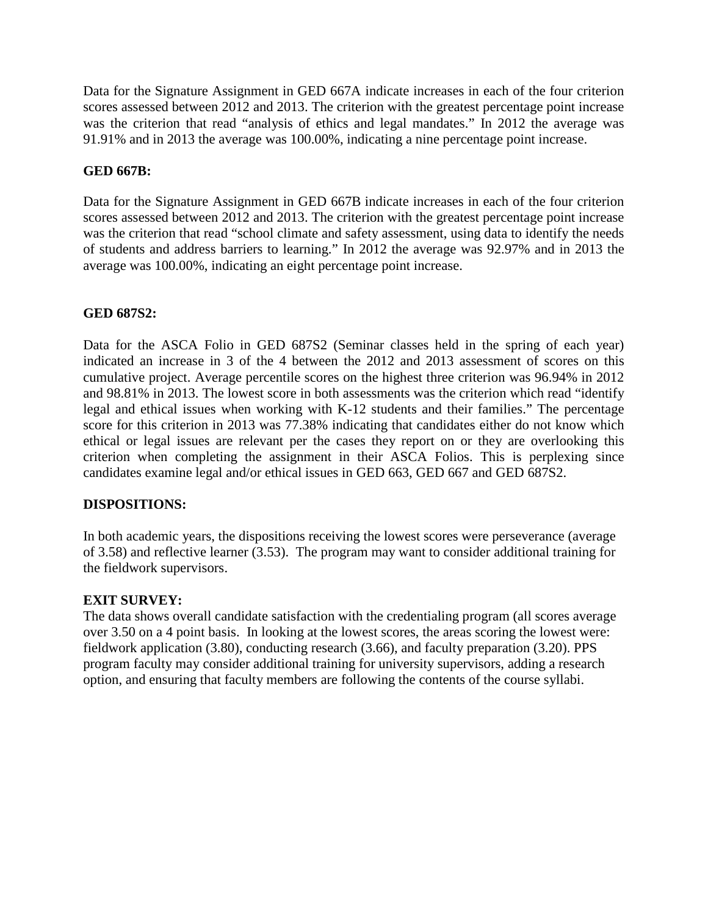Data for the Signature Assignment in GED 667A indicate increases in each of the four criterion scores assessed between 2012 and 2013. The criterion with the greatest percentage point increase was the criterion that read "analysis of ethics and legal mandates." In 2012 the average was 91.91% and in 2013 the average was 100.00%, indicating a nine percentage point increase.

**GED 667B:**

Data for the Signature Assignment in GED 667B indicate increases in each of the four criterion scores assessed between 2012 and 2013. The criterion with the greatest percentage point increase was the criterion that read "school climate and safety assessment, using data to identify the needs of students and address barriers to learning." In 2012 the average was 92.97% and in 2013 the average was 100.00%, indicating an eight percentage point increase.

**GED 687S2:**

Data for the ASCA Folio in GED 687S2 (Seminar classes held in the spring of each year) indicated an increase in 3 of the 4 between the 2012 and 2013 assessment of scores on this cumulative project. Average percentile scores on the highest three criterion was 96.94% in 2012 and 98.81% in 2013. The lowest score in both assessments was the criterion which read "identify legal and ethical issues when working with K-12 students and their families." The percentage score for this criterion in 2013 was 77.38% indicating that candidates either do not know which ethical or legal issues are relevant per the cases they report on or they are overlooking this criterion when completing the assignment in their ASCA Folios. This is perplexing since candidates examine legal and/or ethical issues in GED 663, GED 667 and GED 687S2.

**DISPOSITIONS:**

In both academic years, the dispositions receiving the lowest scores were perseverance (average of 3.58) and reflective learner (3.53). The program may want to consider additional training for the fieldwork supervisors.

**EXIT SURVEY:**

The data shows overall candidate satisfaction with the credentialing program (all scores average over 3.50 on a 4 point basis. In looking at the lowest scores, the areas scoring the lowest were: fieldwork application (3.80), conducting research (3.66), and faculty preparation (3.20). PPS program faculty may consider additional training for university supervisors, adding a research option, and ensuring that faculty members are following the contents of the course syllabi.